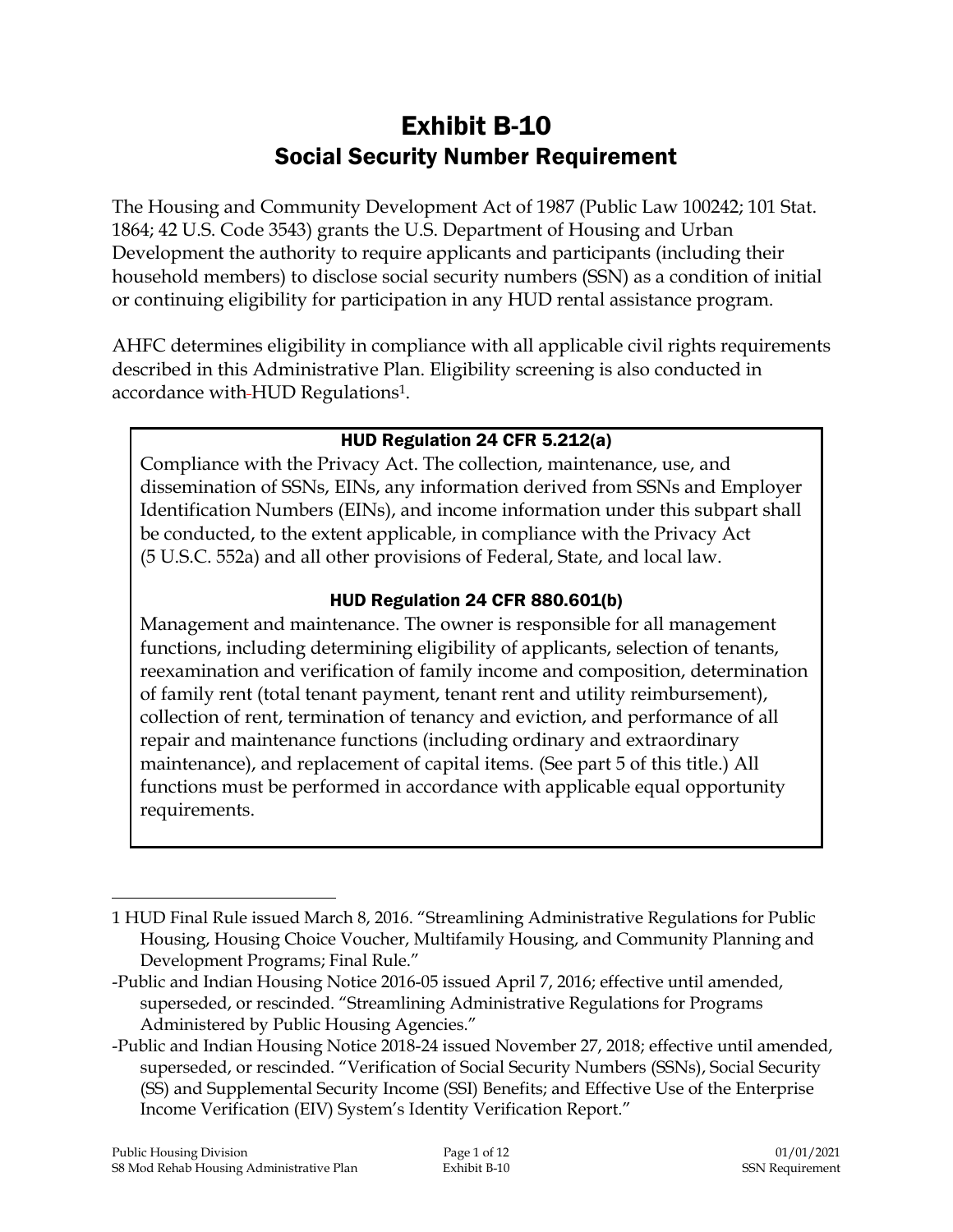# Exhibit B-10

## Social Security Number Requirement

The Housing and Community Development Act of 1987 (Public Law 100242; 101 Stat. 1864; 42 U.S. Code 3543) grants the U.S. Department of Housing and Urban Development the authority to require applicants and participants (including their household members) to disclose social security numbers (SSN) as a condition of initial or continuing eligibility for participation in any HUD rental assistance program.

AHFC determines eligibility in compliance with all applicable civil rights requirements described in this Administrative Plan. Eligibility screening is also conducted in accordance with HUD Regulations[1].

> **HUD Regulation 24 CFR 5.212(a)**
>
> Compliance with the Privacy Act. The collection, maintenance, use, and dissemination of SSNs, EINs, any information derived from SSNs and Employer Identification Numbers (EINs), and income information under this subpart shall be conducted, to the extent applicable, in compliance with the Privacy Act (5 U.S.C. 552a) and all other provisions of Federal, State, and local law.
>
> **HUD Regulation 24 CFR 880.601(b)**
>
> Management and maintenance. The owner is responsible for all management functions, including determining eligibility of applicants, selection of tenants, reexamination and verification of family income and composition, determination of family rent (total tenant payment, tenant rent and utility reimbursement), collection of rent, termination of tenancy and eviction, and performance of all repair and maintenance functions (including ordinary and extraordinary maintenance), and replacement of capital items. (See part 5 of this title.) All functions must be performed in accordance with applicable equal opportunity requirements.

---

1 HUD Final Rule issued March 8, 2016. "Streamlining Administrative Regulations for Public Housing, Housing Choice Voucher, Multifamily Housing, and Community Planning and Development Programs; Final Rule."

-Public and Indian Housing Notice 2016-05 issued April 7, 2016; effective until amended, superseded, or rescinded. "Streamlining Administrative Regulations for Programs Administered by Public Housing Agencies."

-Public and Indian Housing Notice 2018-24 issued November 27, 2018; effective until amended, superseded, or rescinded. "Verification of Social Security Numbers (SSNs), Social Security (SS) and Supplemental Security Income (SSI) Benefits; and Effective Use of the Enterprise Income Verification (EIV) System's Identity Verification Report."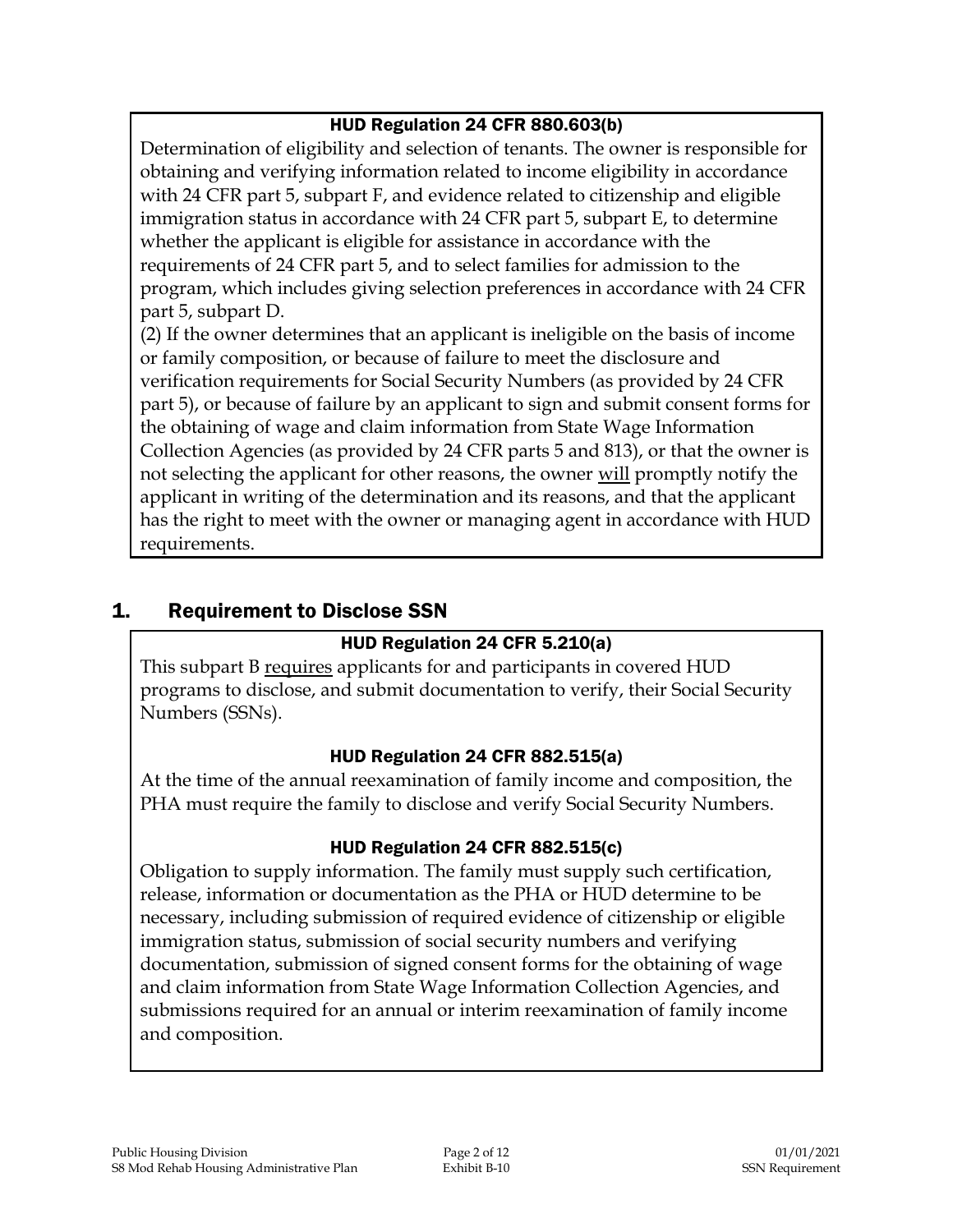**HUD Regulation 24 CFR 880.603(b)**

Determination of eligibility and selection of tenants. The owner is responsible for obtaining and verifying information related to income eligibility in accordance with 24 CFR part 5, subpart F, and evidence related to citizenship and eligible immigration status in accordance with 24 CFR part 5, subpart E, to determine whether the applicant is eligible for assistance in accordance with the requirements of 24 CFR part 5, and to select families for admission to the program, which includes giving selection preferences in accordance with 24 CFR part 5, subpart D.

(2) If the owner determines that an applicant is ineligible on the basis of income or family composition, or because of failure to meet the disclosure and verification requirements for Social Security Numbers (as provided by 24 CFR part 5), or because of failure by an applicant to sign and submit consent forms for the obtaining of wage and claim information from State Wage Information Collection Agencies (as provided by 24 CFR parts 5 and 813), or that the owner is not selecting the applicant for other reasons, the owner <u>will</u> promptly notify the applicant in writing of the determination and its reasons, and that the applicant has the right to meet with the owner or managing agent in accordance with HUD requirements.

## 1. Requirement to Disclose SSN

**HUD Regulation 24 CFR 5.210(a)**

This subpart B <u>requires</u> applicants for and participants in covered HUD programs to disclose, and submit documentation to verify, their Social Security Numbers (SSNs).

**HUD Regulation 24 CFR 882.515(a)**

At the time of the annual reexamination of family income and composition, the PHA must require the family to disclose and verify Social Security Numbers.

**HUD Regulation 24 CFR 882.515(c)**

Obligation to supply information. The family must supply such certification, release, information or documentation as the PHA or HUD determine to be necessary, including submission of required evidence of citizenship or eligible immigration status, submission of social security numbers and verifying documentation, submission of signed consent forms for the obtaining of wage and claim information from State Wage Information Collection Agencies, and submissions required for an annual or interim reexamination of family income and composition.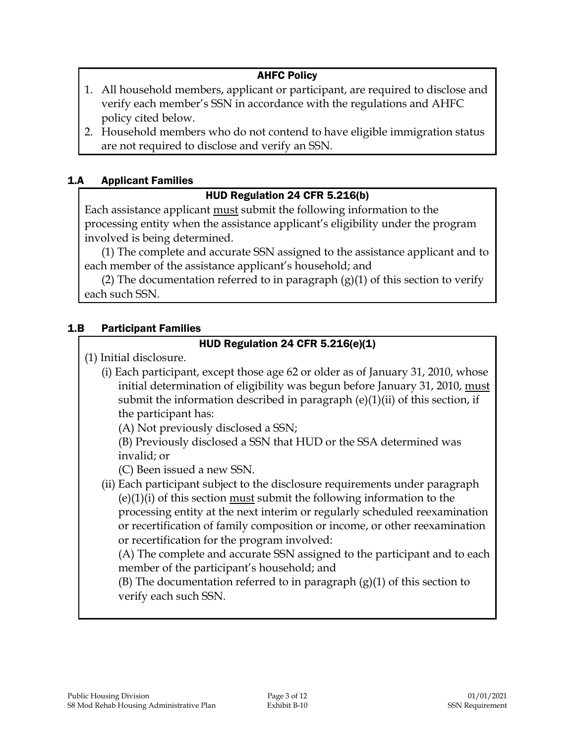**AHFC Policy**

1. All household members, applicant or participant, are required to disclose and verify each member's SSN in accordance with the regulations and AHFC policy cited below.
2. Household members who do not contend to have eligible immigration status are not required to disclose and verify an SSN.

## 1.A Applicant Families

**HUD Regulation 24 CFR 5.216(b)**

Each assistance applicant <u>must</u> submit the following information to the processing entity when the assistance applicant's eligibility under the program involved is being determined.

(1) The complete and accurate SSN assigned to the assistance applicant and to each member of the assistance applicant's household; and

(2) The documentation referred to in paragraph (g)(1) of this section to verify each such SSN.

## 1.B Participant Families

**HUD Regulation 24 CFR 5.216(e)(1)**

(1) Initial disclosure.

(i) Each participant, except those age 62 or older as of January 31, 2010, whose initial determination of eligibility was begun before January 31, 2010, <u>must</u> submit the information described in paragraph (e)(1)(ii) of this section, if the participant has:

(A) Not previously disclosed a SSN;

(B) Previously disclosed a SSN that HUD or the SSA determined was invalid; or

(C) Been issued a new SSN.

(ii) Each participant subject to the disclosure requirements under paragraph (e)(1)(i) of this section <u>must</u> submit the following information to the processing entity at the next interim or regularly scheduled reexamination or recertification of family composition or income, or other reexamination or recertification for the program involved:

(A) The complete and accurate SSN assigned to the participant and to each member of the participant's household; and

(B) The documentation referred to in paragraph (g)(1) of this section to verify each such SSN.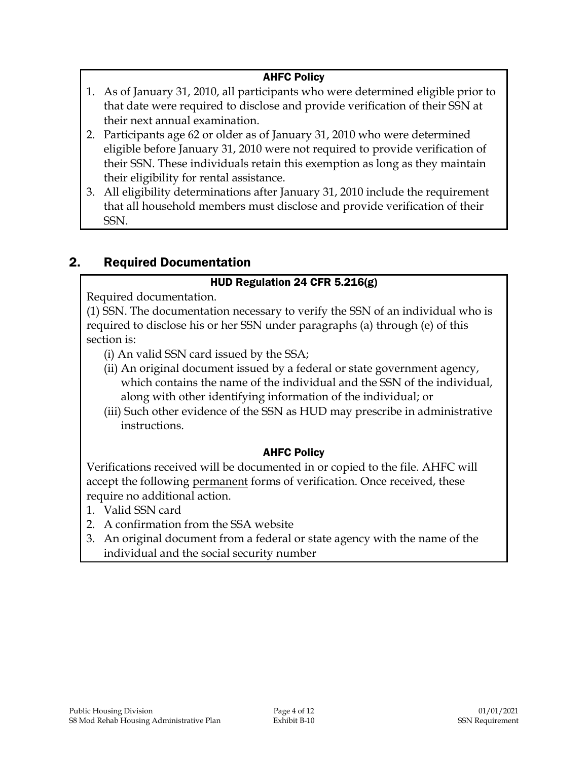**AHFC Policy**

1. As of January 31, 2010, all participants who were determined eligible prior to that date were required to disclose and provide verification of their SSN at their next annual examination.
2. Participants age 62 or older as of January 31, 2010 who were determined eligible before January 31, 2010 were not required to provide verification of their SSN. These individuals retain this exemption as long as they maintain their eligibility for rental assistance.
3. All eligibility determinations after January 31, 2010 include the requirement that all household members must disclose and provide verification of their SSN.

## 2. Required Documentation

**HUD Regulation 24 CFR 5.216(g)**

Required documentation.

(1) SSN. The documentation necessary to verify the SSN of an individual who is required to disclose his or her SSN under paragraphs (a) through (e) of this section is:

(i) An valid SSN card issued by the SSA;

(ii) An original document issued by a federal or state government agency, which contains the name of the individual and the SSN of the individual, along with other identifying information of the individual; or

(iii) Such other evidence of the SSN as HUD may prescribe in administrative instructions.

**AHFC Policy**

Verifications received will be documented in or copied to the file. AHFC will accept the following <u>permanent</u> forms of verification. Once received, these require no additional action.

1. Valid SSN card
2. A confirmation from the SSA website
3. An original document from a federal or state agency with the name of the individual and the social security number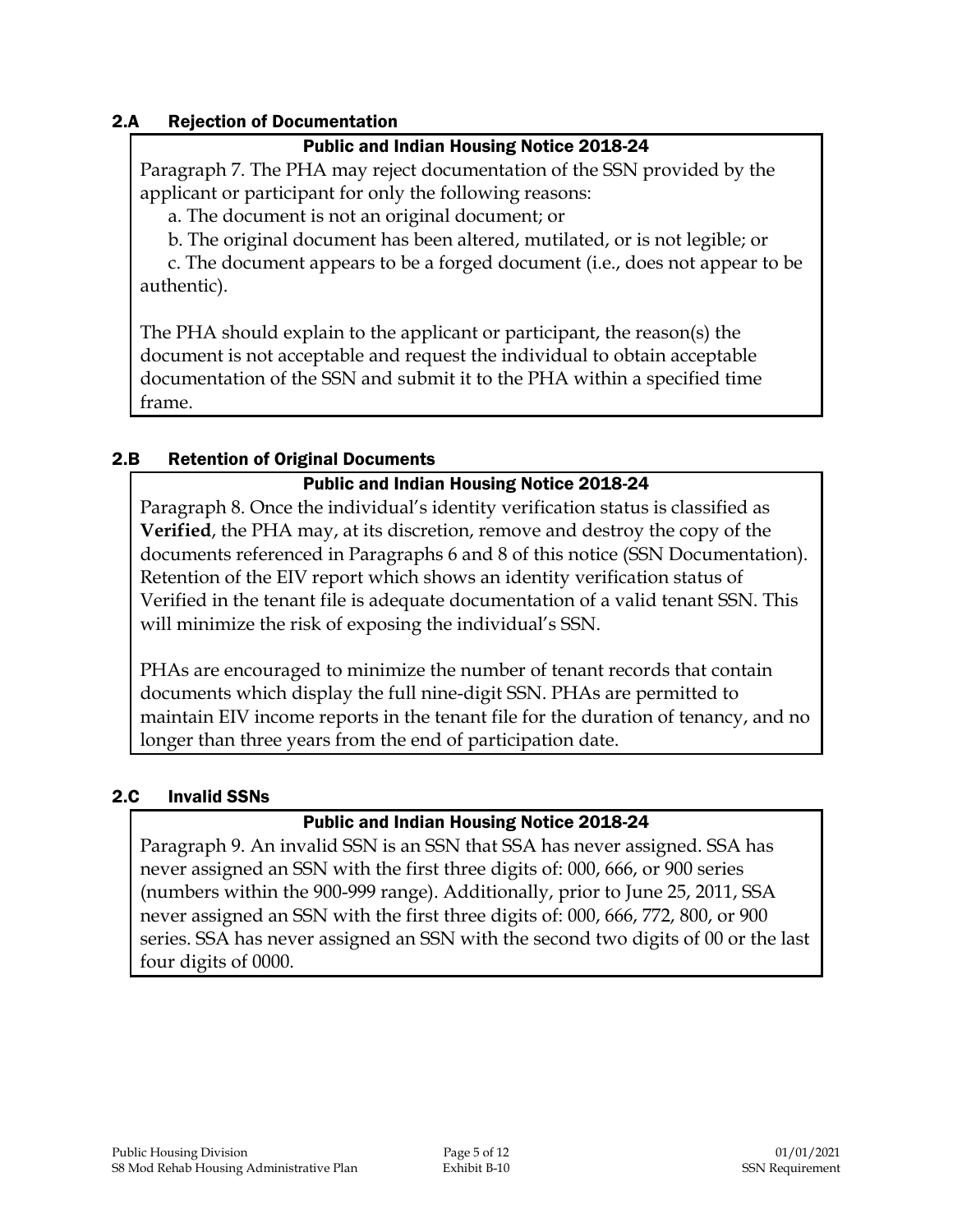## 2.A Rejection of Documentation

**Public and Indian Housing Notice 2018-24**

Paragraph 7. The PHA may reject documentation of the SSN provided by the applicant or participant for only the following reasons:

a. The document is not an original document; or

b. The original document has been altered, mutilated, or is not legible; or

c. The document appears to be a forged document (i.e., does not appear to be authentic).

The PHA should explain to the applicant or participant, the reason(s) the document is not acceptable and request the individual to obtain acceptable documentation of the SSN and submit it to the PHA within a specified time frame.

## 2.B Retention of Original Documents

**Public and Indian Housing Notice 2018-24**

Paragraph 8. Once the individual's identity verification status is classified as **Verified**, the PHA may, at its discretion, remove and destroy the copy of the documents referenced in Paragraphs 6 and 8 of this notice (SSN Documentation). Retention of the EIV report which shows an identity verification status of Verified in the tenant file is adequate documentation of a valid tenant SSN. This will minimize the risk of exposing the individual's SSN.

PHAs are encouraged to minimize the number of tenant records that contain documents which display the full nine-digit SSN. PHAs are permitted to maintain EIV income reports in the tenant file for the duration of tenancy, and no longer than three years from the end of participation date.

## 2.C Invalid SSNs

**Public and Indian Housing Notice 2018-24**

Paragraph 9. An invalid SSN is an SSN that SSA has never assigned. SSA has never assigned an SSN with the first three digits of: 000, 666, or 900 series (numbers within the 900-999 range). Additionally, prior to June 25, 2011, SSA never assigned an SSN with the first three digits of: 000, 666, 772, 800, or 900 series. SSA has never assigned an SSN with the second two digits of 00 or the last four digits of 0000.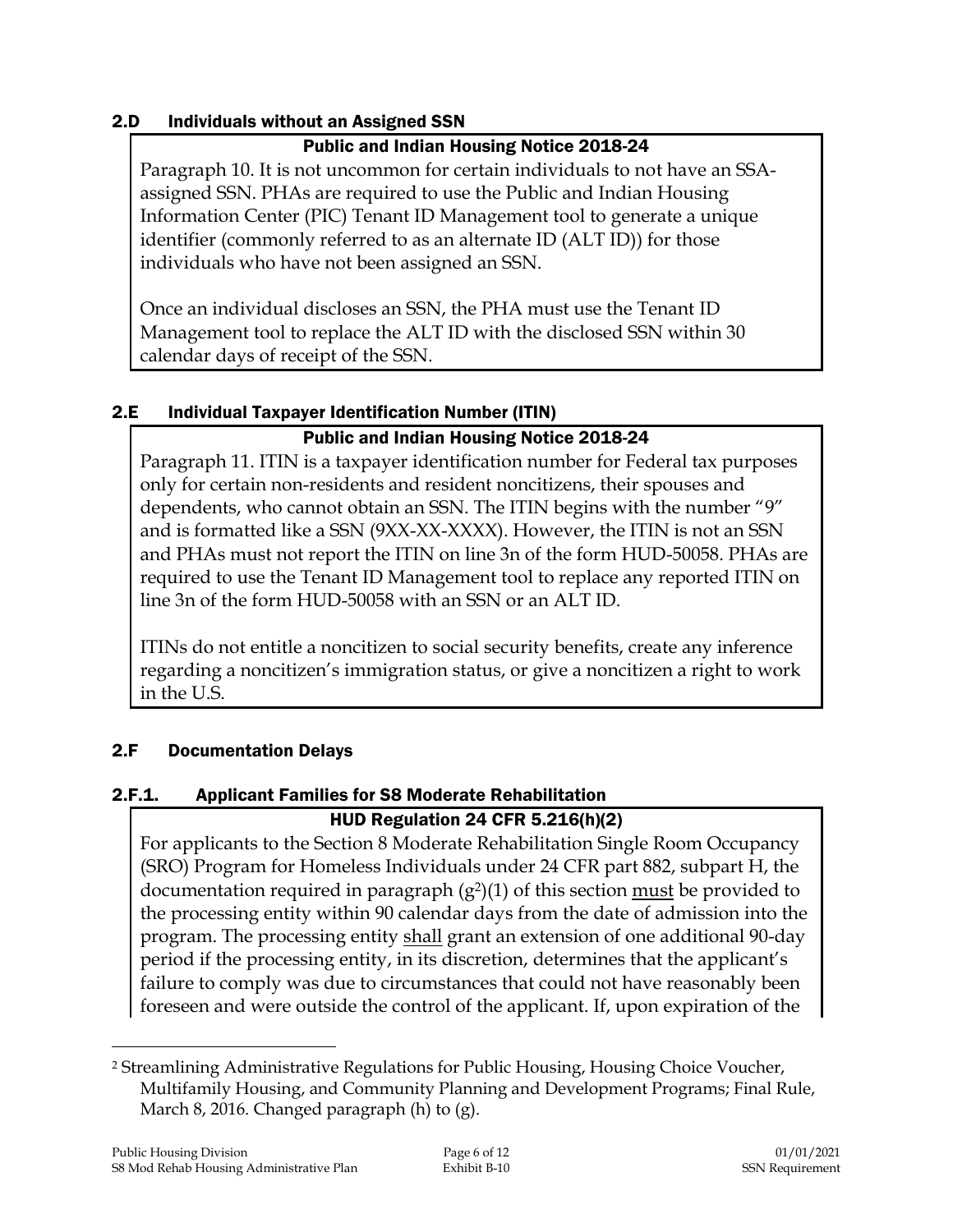## 2.D Individuals without an Assigned SSN

**Public and Indian Housing Notice 2018-24**

Paragraph 10. It is not uncommon for certain individuals to not have an SSA-assigned SSN. PHAs are required to use the Public and Indian Housing Information Center (PIC) Tenant ID Management tool to generate a unique identifier (commonly referred to as an alternate ID (ALT ID)) for those individuals who have not been assigned an SSN.

Once an individual discloses an SSN, the PHA must use the Tenant ID Management tool to replace the ALT ID with the disclosed SSN within 30 calendar days of receipt of the SSN.

## 2.E Individual Taxpayer Identification Number (ITIN)

**Public and Indian Housing Notice 2018-24**

Paragraph 11. ITIN is a taxpayer identification number for Federal tax purposes only for certain non-residents and resident noncitizens, their spouses and dependents, who cannot obtain an SSN. The ITIN begins with the number "9" and is formatted like a SSN (9XX-XX-XXXX). However, the ITIN is not an SSN and PHAs must not report the ITIN on line 3n of the form HUD-50058. PHAs are required to use the Tenant ID Management tool to replace any reported ITIN on line 3n of the form HUD-50058 with an SSN or an ALT ID.

ITINs do not entitle a noncitizen to social security benefits, create any inference regarding a noncitizen's immigration status, or give a noncitizen a right to work in the U.S.

## 2.F Documentation Delays

### 2.F.1. Applicant Families for S8 Moderate Rehabilitation

**HUD Regulation 24 CFR 5.216(h)(2)**

For applicants to the Section 8 Moderate Rehabilitation Single Room Occupancy (SRO) Program for Homeless Individuals under 24 CFR part 882, subpart H, the documentation required in paragraph (g[2])(1) of this section <u>must</u> be provided to the processing entity within 90 calendar days from the date of admission into the program. The processing entity <u>shall</u> grant an extension of one additional 90-day period if the processing entity, in its discretion, determines that the applicant's failure to comply was due to circumstances that could not have reasonably been foreseen and were outside the control of the applicant. If, upon expiration of the

---

[2] Streamlining Administrative Regulations for Public Housing, Housing Choice Voucher, Multifamily Housing, and Community Planning and Development Programs; Final Rule, March 8, 2016. Changed paragraph (h) to (g).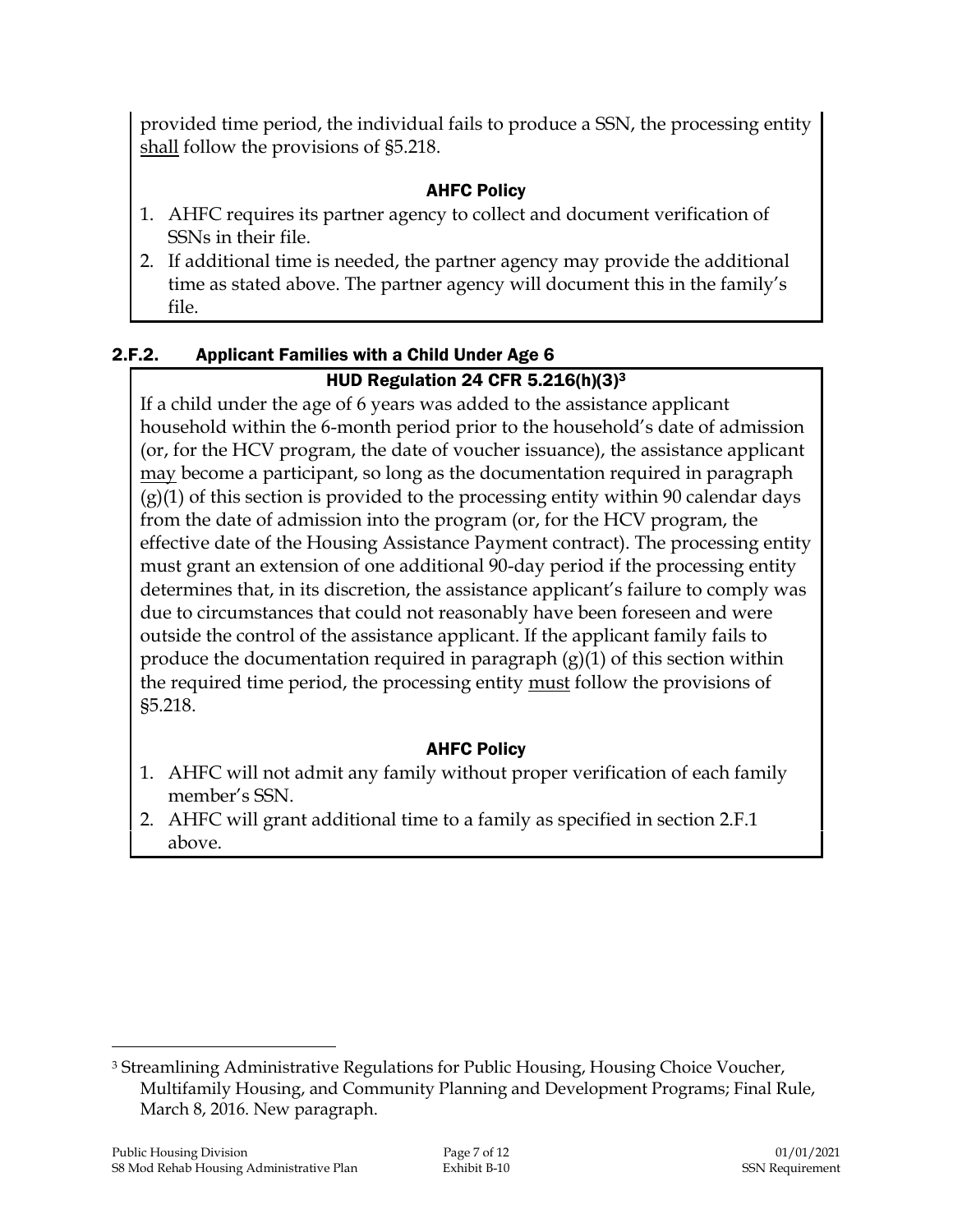provided time period, the individual fails to produce a SSN, the processing entity shall follow the provisions of §5.218.

**AHFC Policy**

1. AHFC requires its partner agency to collect and document verification of SSNs in their file.
2. If additional time is needed, the partner agency may provide the additional time as stated above. The partner agency will document this in the family's file.

### 2.F.2. Applicant Families with a Child Under Age 6

**HUD Regulation 24 CFR 5.216(h)(3)[3]**

If a child under the age of 6 years was added to the assistance applicant household within the 6-month period prior to the household's date of admission (or, for the HCV program, the date of voucher issuance), the assistance applicant may become a participant, so long as the documentation required in paragraph (g)(1) of this section is provided to the processing entity within 90 calendar days from the date of admission into the program (or, for the HCV program, the effective date of the Housing Assistance Payment contract). The processing entity must grant an extension of one additional 90-day period if the processing entity determines that, in its discretion, the assistance applicant's failure to comply was due to circumstances that could not reasonably have been foreseen and were outside the control of the assistance applicant. If the applicant family fails to produce the documentation required in paragraph (g)(1) of this section within the required time period, the processing entity must follow the provisions of §5.218.

**AHFC Policy**

1. AHFC will not admit any family without proper verification of each family member's SSN.
2. AHFC will grant additional time to a family as specified in section 2.F.1 above.

[3] Streamlining Administrative Regulations for Public Housing, Housing Choice Voucher, Multifamily Housing, and Community Planning and Development Programs; Final Rule, March 8, 2016. New paragraph.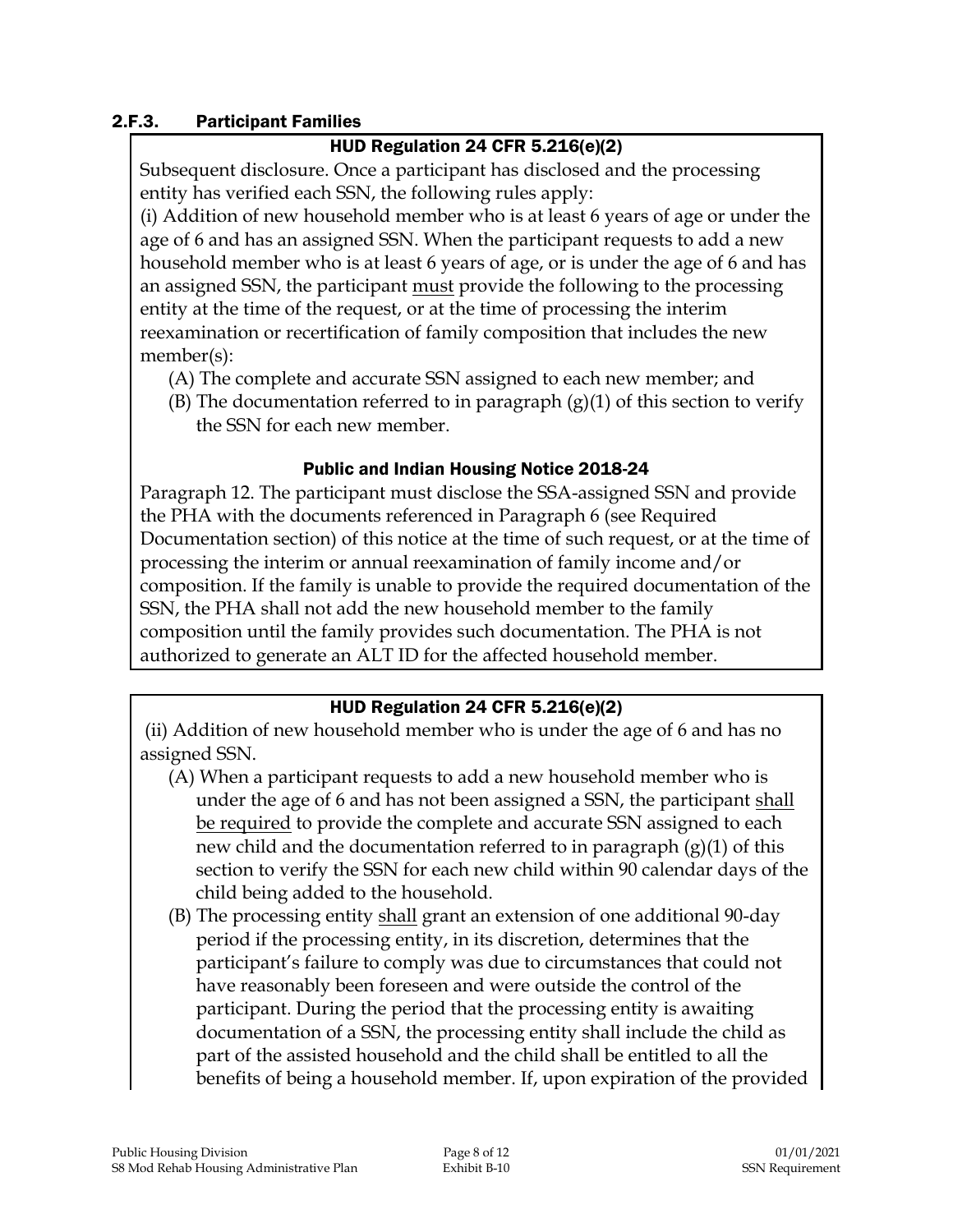### 2.F.3. Participant Families

**HUD Regulation 24 CFR 5.216(e)(2)**

Subsequent disclosure. Once a participant has disclosed and the processing entity has verified each SSN, the following rules apply:

(i) Addition of new household member who is at least 6 years of age or under the age of 6 and has an assigned SSN. When the participant requests to add a new household member who is at least 6 years of age, or is under the age of 6 and has an assigned SSN, the participant must provide the following to the processing entity at the time of the request, or at the time of processing the interim reexamination or recertification of family composition that includes the new member(s):

- (A) The complete and accurate SSN assigned to each new member; and
- (B) The documentation referred to in paragraph (g)(1) of this section to verify the SSN for each new member.

**Public and Indian Housing Notice 2018-24**

Paragraph 12. The participant must disclose the SSA-assigned SSN and provide the PHA with the documents referenced in Paragraph 6 (see Required Documentation section) of this notice at the time of such request, or at the time of processing the interim or annual reexamination of family income and/or composition. If the family is unable to provide the required documentation of the SSN, the PHA shall not add the new household member to the family composition until the family provides such documentation. The PHA is not authorized to generate an ALT ID for the affected household member.

**HUD Regulation 24 CFR 5.216(e)(2)**

(ii) Addition of new household member who is under the age of 6 and has no assigned SSN.

- (A) When a participant requests to add a new household member who is under the age of 6 and has not been assigned a SSN, the participant shall be required to provide the complete and accurate SSN assigned to each new child and the documentation referred to in paragraph (g)(1) of this section to verify the SSN for each new child within 90 calendar days of the child being added to the household.
- (B) The processing entity shall grant an extension of one additional 90-day period if the processing entity, in its discretion, determines that the participant's failure to comply was due to circumstances that could not have reasonably been foreseen and were outside the control of the participant. During the period that the processing entity is awaiting documentation of a SSN, the processing entity shall include the child as part of the assisted household and the child shall be entitled to all the benefits of being a household member. If, upon expiration of the provided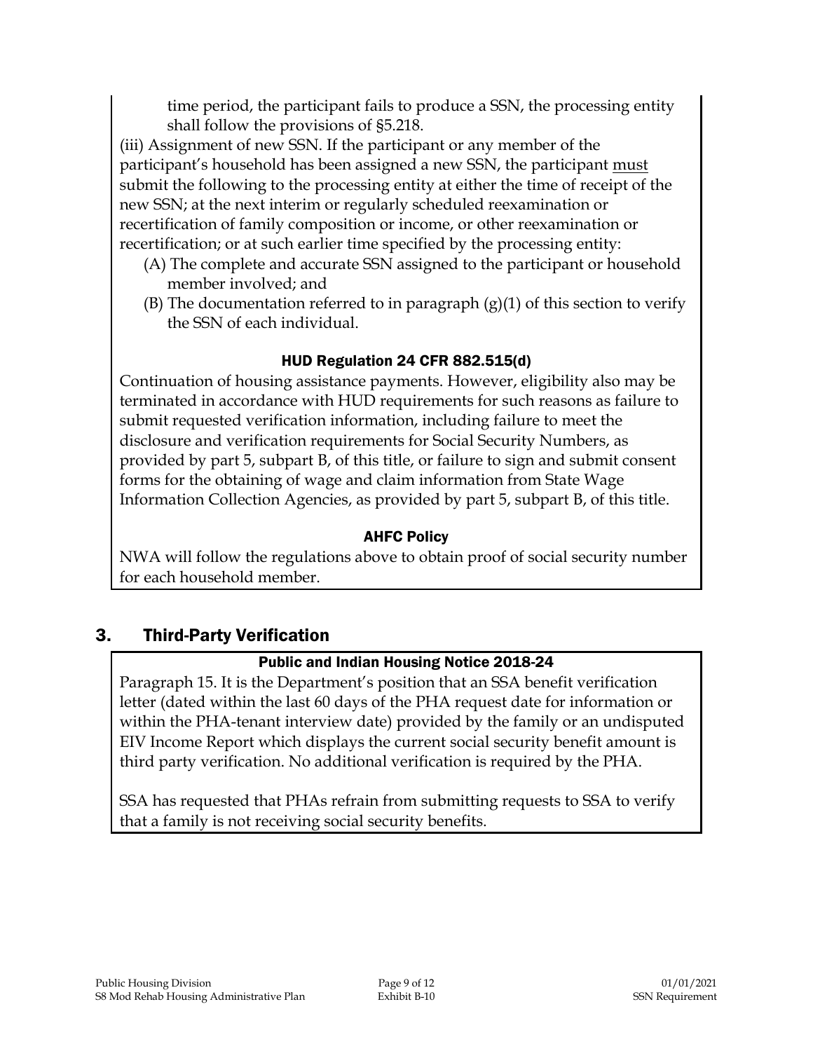time period, the participant fails to produce a SSN, the processing entity shall follow the provisions of §5.218.

(iii) Assignment of new SSN. If the participant or any member of the participant's household has been assigned a new SSN, the participant <u>must</u> submit the following to the processing entity at either the time of receipt of the new SSN; at the next interim or regularly scheduled reexamination or recertification of family composition or income, or other reexamination or recertification; or at such earlier time specified by the processing entity:

(A) The complete and accurate SSN assigned to the participant or household member involved; and

(B) The documentation referred to in paragraph (g)(1) of this section to verify the SSN of each individual.

**HUD Regulation 24 CFR 882.515(d)**

Continuation of housing assistance payments. However, eligibility also may be terminated in accordance with HUD requirements for such reasons as failure to submit requested verification information, including failure to meet the disclosure and verification requirements for Social Security Numbers, as provided by part 5, subpart B, of this title, or failure to sign and submit consent forms for the obtaining of wage and claim information from State Wage Information Collection Agencies, as provided by part 5, subpart B, of this title.

**AHFC Policy**

NWA will follow the regulations above to obtain proof of social security number for each household member.

## 3. Third-Party Verification

**Public and Indian Housing Notice 2018-24**

Paragraph 15. It is the Department's position that an SSA benefit verification letter (dated within the last 60 days of the PHA request date for information or within the PHA-tenant interview date) provided by the family or an undisputed EIV Income Report which displays the current social security benefit amount is third party verification. No additional verification is required by the PHA.

SSA has requested that PHAs refrain from submitting requests to SSA to verify that a family is not receiving social security benefits.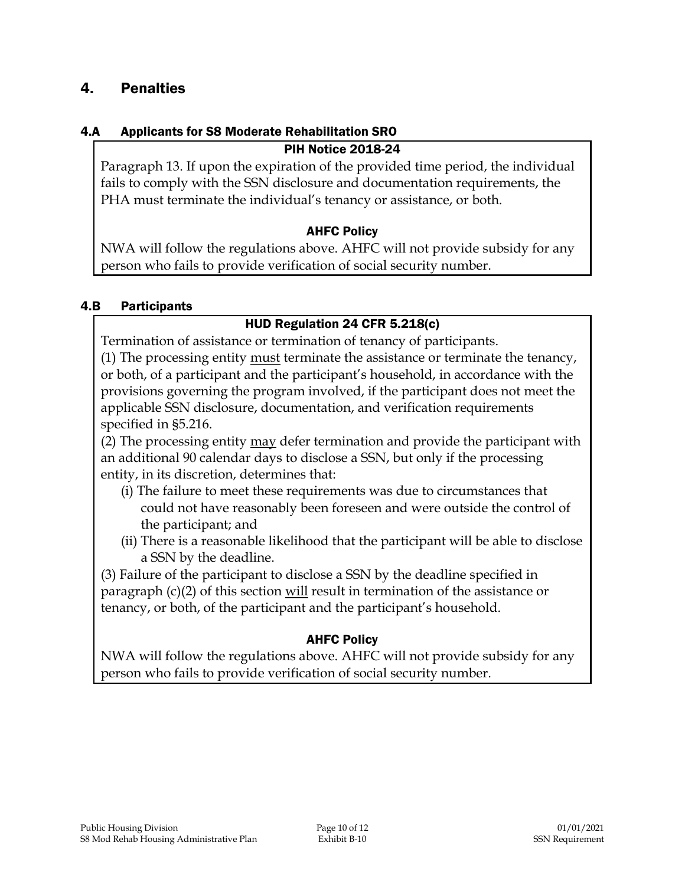## 4. Penalties

### 4.A Applicants for S8 Moderate Rehabilitation SRO

**PIH Notice 2018-24**

Paragraph 13. If upon the expiration of the provided time period, the individual fails to comply with the SSN disclosure and documentation requirements, the PHA must terminate the individual's tenancy or assistance, or both.

**AHFC Policy**

NWA will follow the regulations above. AHFC will not provide subsidy for any person who fails to provide verification of social security number.

### 4.B Participants

**HUD Regulation 24 CFR 5.218(c)**

Termination of assistance or termination of tenancy of participants.

(1) The processing entity <u>must</u> terminate the assistance or terminate the tenancy, or both, of a participant and the participant's household, in accordance with the provisions governing the program involved, if the participant does not meet the applicable SSN disclosure, documentation, and verification requirements specified in §5.216.

(2) The processing entity <u>may</u> defer termination and provide the participant with an additional 90 calendar days to disclose a SSN, but only if the processing entity, in its discretion, determines that:

- (i) The failure to meet these requirements was due to circumstances that could not have reasonably been foreseen and were outside the control of the participant; and
- (ii) There is a reasonable likelihood that the participant will be able to disclose a SSN by the deadline.

(3) Failure of the participant to disclose a SSN by the deadline specified in paragraph (c)(2) of this section <u>will</u> result in termination of the assistance or tenancy, or both, of the participant and the participant's household.

**AHFC Policy**

NWA will follow the regulations above. AHFC will not provide subsidy for any person who fails to provide verification of social security number.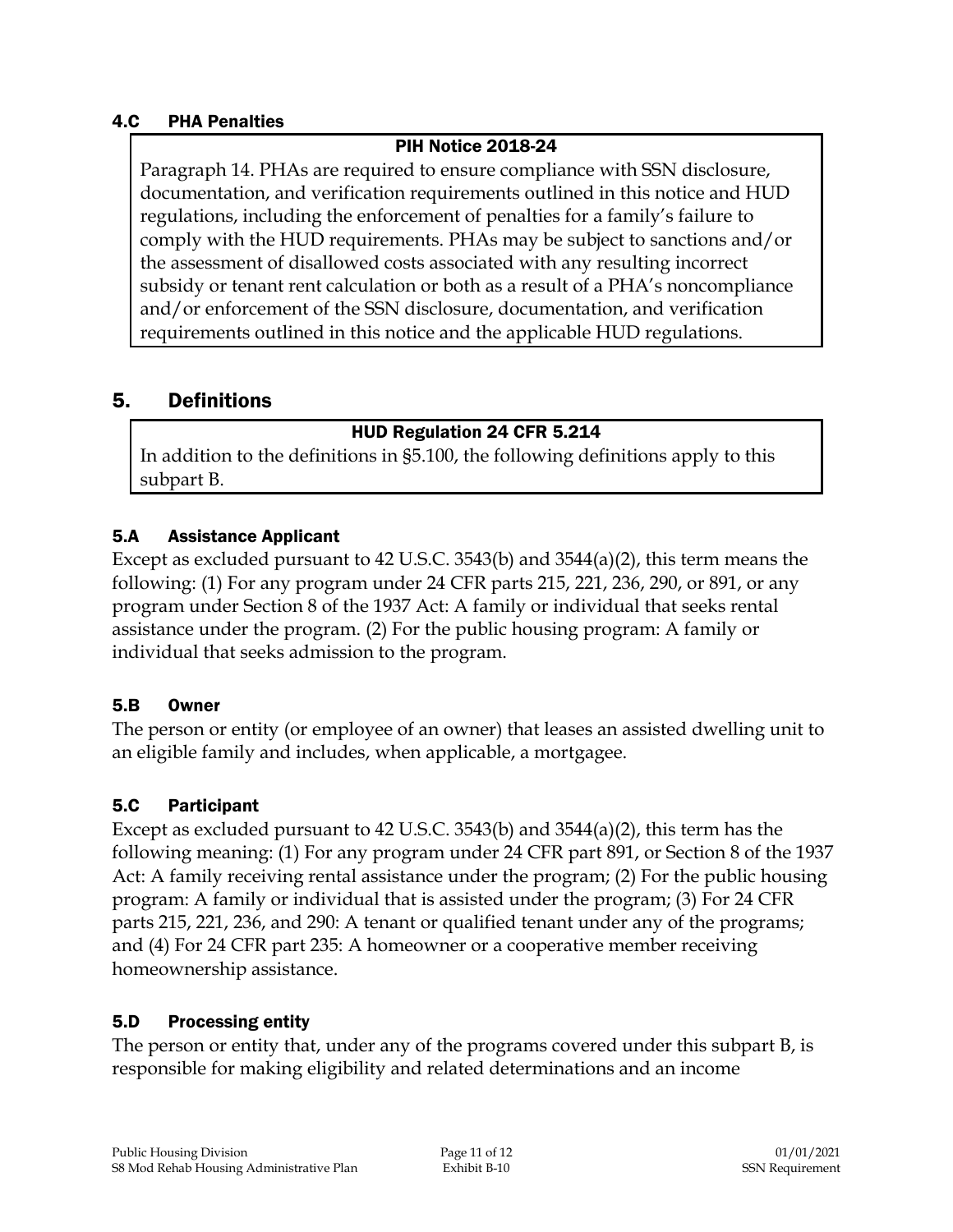### 4.C PHA Penalties

**PIH Notice 2018-24**

Paragraph 14. PHAs are required to ensure compliance with SSN disclosure, documentation, and verification requirements outlined in this notice and HUD regulations, including the enforcement of penalties for a family's failure to comply with the HUD requirements. PHAs may be subject to sanctions and/or the assessment of disallowed costs associated with any resulting incorrect subsidy or tenant rent calculation or both as a result of a PHA's noncompliance and/or enforcement of the SSN disclosure, documentation, and verification requirements outlined in this notice and the applicable HUD regulations.

## 5. Definitions

**HUD Regulation 24 CFR 5.214**

In addition to the definitions in §5.100, the following definitions apply to this subpart B.

### 5.A Assistance Applicant

Except as excluded pursuant to 42 U.S.C. 3543(b) and 3544(a)(2), this term means the following: (1) For any program under 24 CFR parts 215, 221, 236, 290, or 891, or any program under Section 8 of the 1937 Act: A family or individual that seeks rental assistance under the program. (2) For the public housing program: A family or individual that seeks admission to the program.

### 5.B Owner

The person or entity (or employee of an owner) that leases an assisted dwelling unit to an eligible family and includes, when applicable, a mortgagee.

### 5.C Participant

Except as excluded pursuant to 42 U.S.C. 3543(b) and 3544(a)(2), this term has the following meaning: (1) For any program under 24 CFR part 891, or Section 8 of the 1937 Act: A family receiving rental assistance under the program; (2) For the public housing program: A family or individual that is assisted under the program; (3) For 24 CFR parts 215, 221, 236, and 290: A tenant or qualified tenant under any of the programs; and (4) For 24 CFR part 235: A homeowner or a cooperative member receiving homeownership assistance.

### 5.D Processing entity

The person or entity that, under any of the programs covered under this subpart B, is responsible for making eligibility and related determinations and an income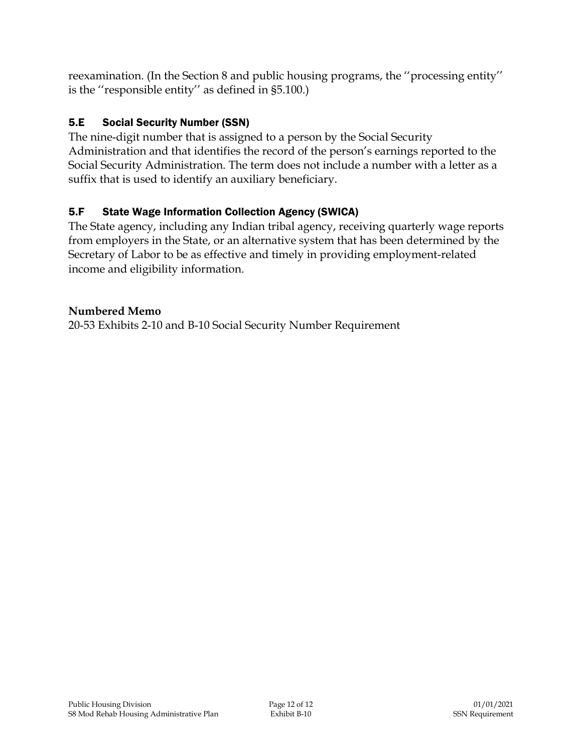reexamination. (In the Section 8 and public housing programs, the ''processing entity'' is the ''responsible entity'' as defined in §5.100.)

### 5.E Social Security Number (SSN)

The nine-digit number that is assigned to a person by the Social Security Administration and that identifies the record of the person's earnings reported to the Social Security Administration. The term does not include a number with a letter as a suffix that is used to identify an auxiliary beneficiary.

### 5.F State Wage Information Collection Agency (SWICA)

The State agency, including any Indian tribal agency, receiving quarterly wage reports from employers in the State, or an alternative system that has been determined by the Secretary of Labor to be as effective and timely in providing employment-related income and eligibility information.

**Numbered Memo**

20-53 Exhibits 2-10 and B-10 Social Security Number Requirement